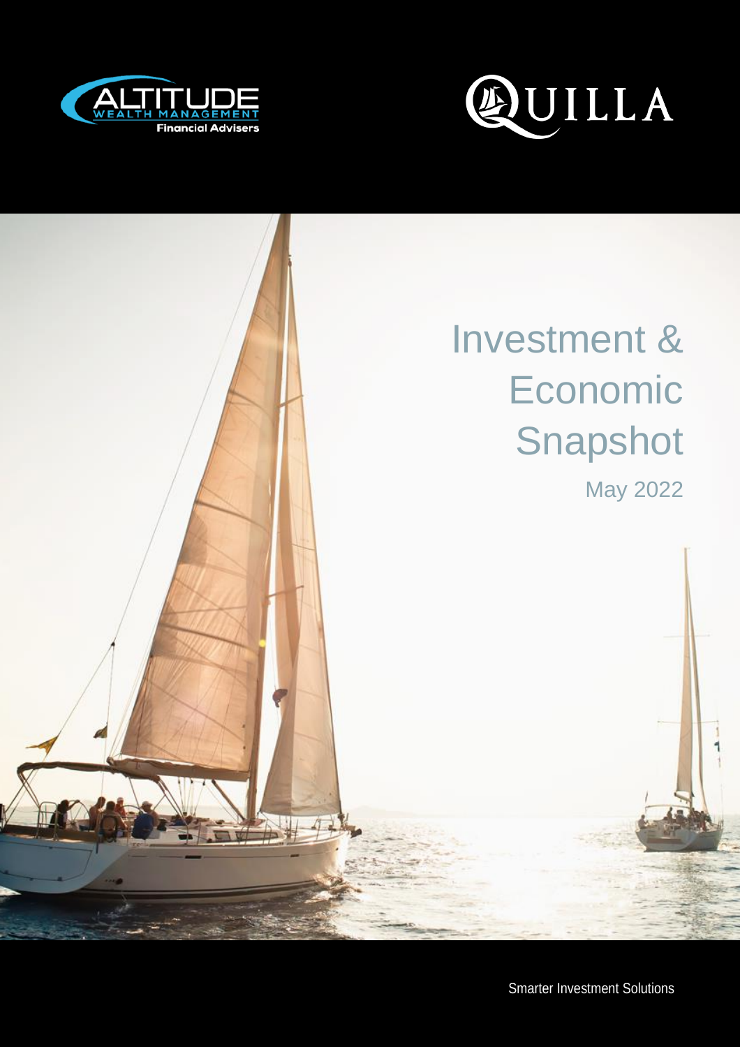ALTITUDE WEALTH MANAGEMENT Financial Advisers

QUILLA

# Investment & Economic Snapshot

May 2022

Smarter Investment Solutions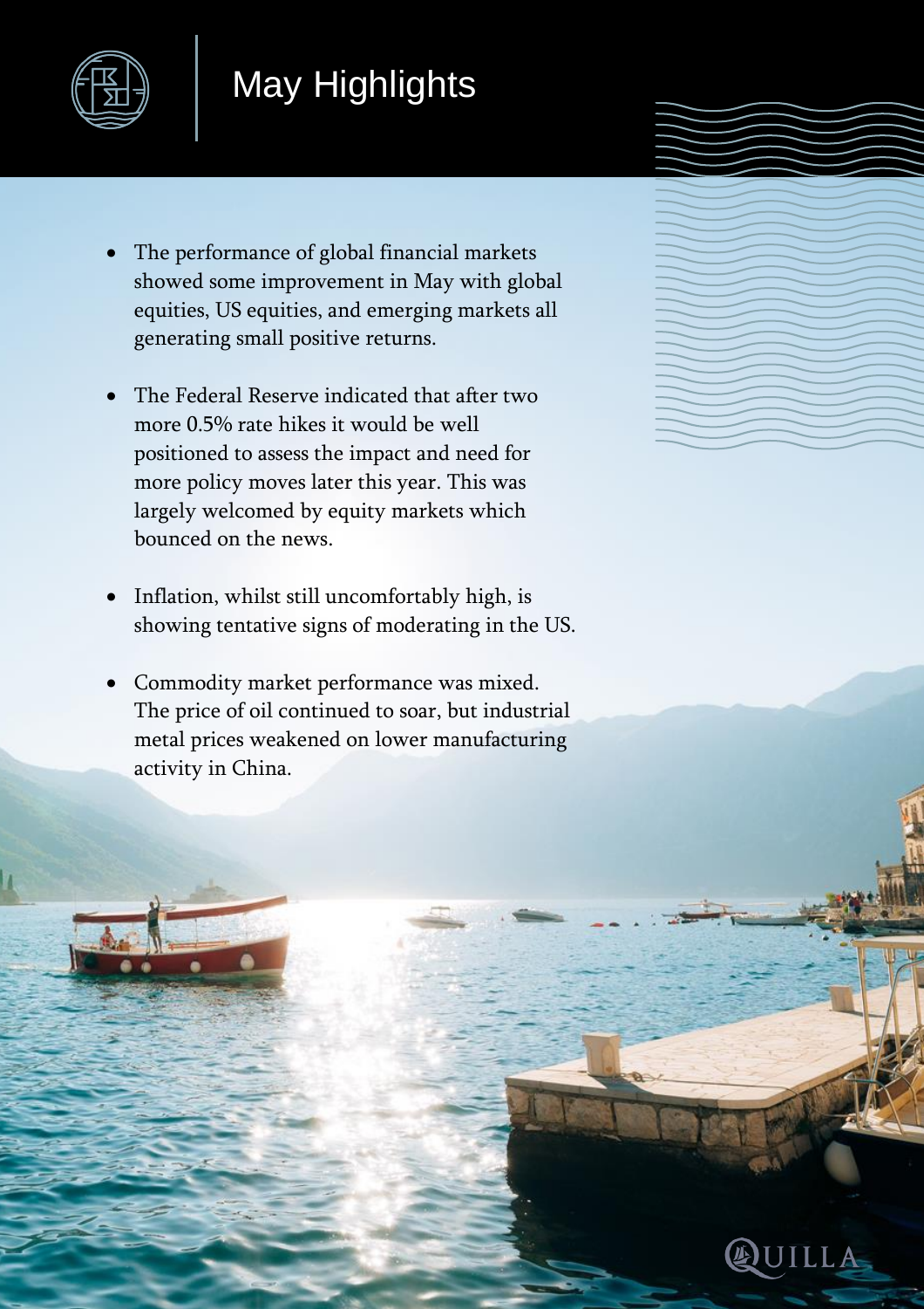# May Highlights

- The performance of global financial markets showed some improvement in May with global equities, US equities, and emerging markets all generating small positive returns.

- The Federal Reserve indicated that after two more 0.5% rate hikes it would be well positioned to assess the impact and need for more policy moves later this year. This was largely welcomed by equity markets which bounced on the news.

- Inflation, whilst still uncomfortably high, is showing tentative signs of moderating in the US.

- Commodity market performance was mixed. The price of oil continued to soar, but industrial metal prices weakened on lower manufacturing activity in China.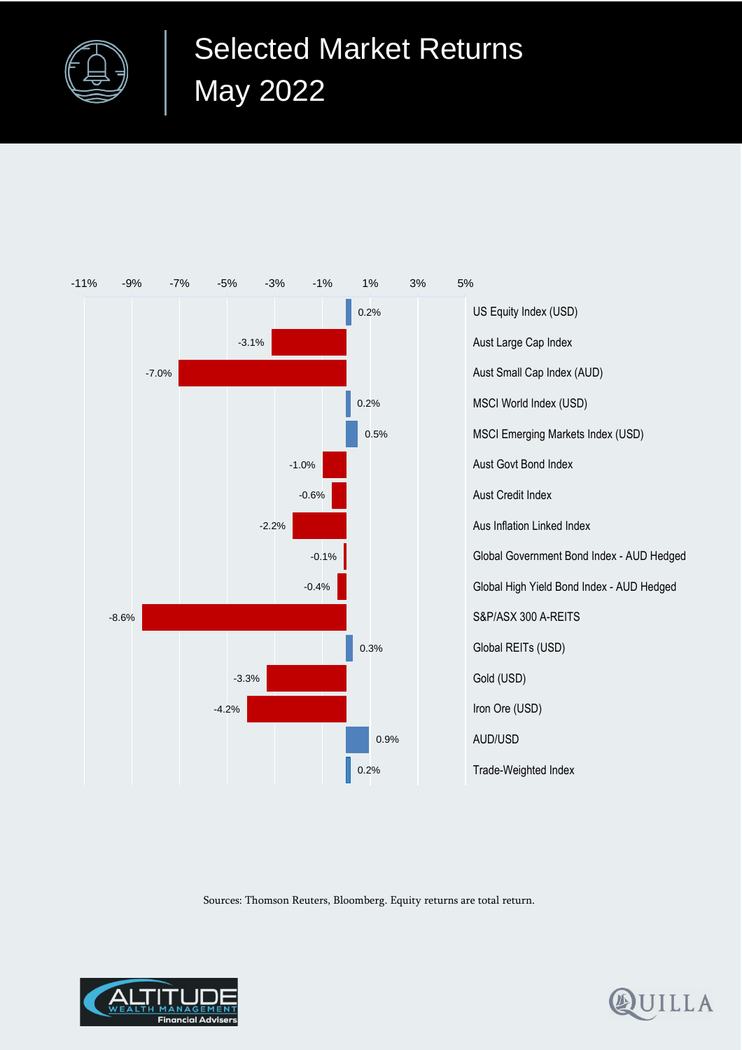# Selected Market Returns May 2022

| Index | Return |
|---|---|
| US Equity Index (USD) | 0.2% |
| Aust Large Cap Index | -3.1% |
| Aust Small Cap Index (AUD) | -7.0% |
| MSCI World Index (USD) | 0.2% |
| MSCI Emerging Markets Index (USD) | 0.5% |
| Aust Govt Bond Index | -1.0% |
| Aust Credit Index | -0.6% |
| Aus Inflation Linked Index | -2.2% |
| Global Government Bond Index - AUD Hedged | -0.1% |
| Global High Yield Bond Index - AUD Hedged | -0.4% |
| S&P/ASX 300 A-REITS | -8.6% |
| Global REITs (USD) | 0.3% |
| Gold (USD) | -3.3% |
| Iron Ore (USD) | -4.2% |
| AUD/USD | 0.9% |
| Trade-Weighted Index | 0.2% |

Sources: Thomson Reuters, Bloomberg. Equity returns are total return.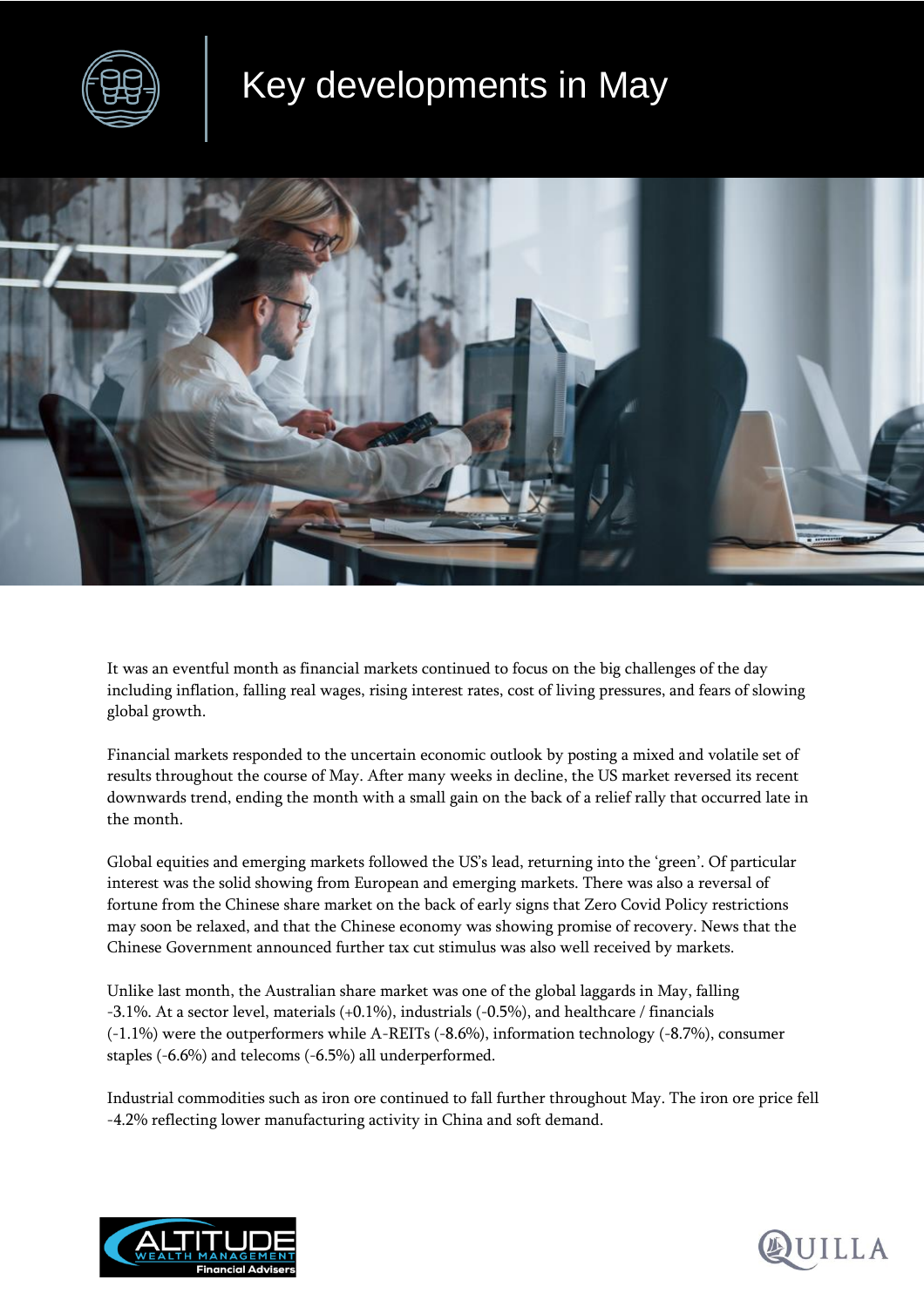# Key developments in May

It was an eventful month as financial markets continued to focus on the big challenges of the day including inflation, falling real wages, rising interest rates, cost of living pressures, and fears of slowing global growth.

Financial markets responded to the uncertain economic outlook by posting a mixed and volatile set of results throughout the course of May. After many weeks in decline, the US market reversed its recent downwards trend, ending the month with a small gain on the back of a relief rally that occurred late in the month.

Global equities and emerging markets followed the US's lead, returning into the 'green'. Of particular interest was the solid showing from European and emerging markets. There was also a reversal of fortune from the Chinese share market on the back of early signs that Zero Covid Policy restrictions may soon be relaxed, and that the Chinese economy was showing promise of recovery. News that the Chinese Government announced further tax cut stimulus was also well received by markets.

Unlike last month, the Australian share market was one of the global laggards in May, falling -3.1%. At a sector level, materials (+0.1%), industrials (-0.5%), and healthcare / financials (-1.1%) were the outperformers while A-REITs (-8.6%), information technology (-8.7%), consumer staples (-6.6%) and telecoms (-6.5%) all underperformed.

Industrial commodities such as iron ore continued to fall further throughout May. The iron ore price fell -4.2% reflecting lower manufacturing activity in China and soft demand.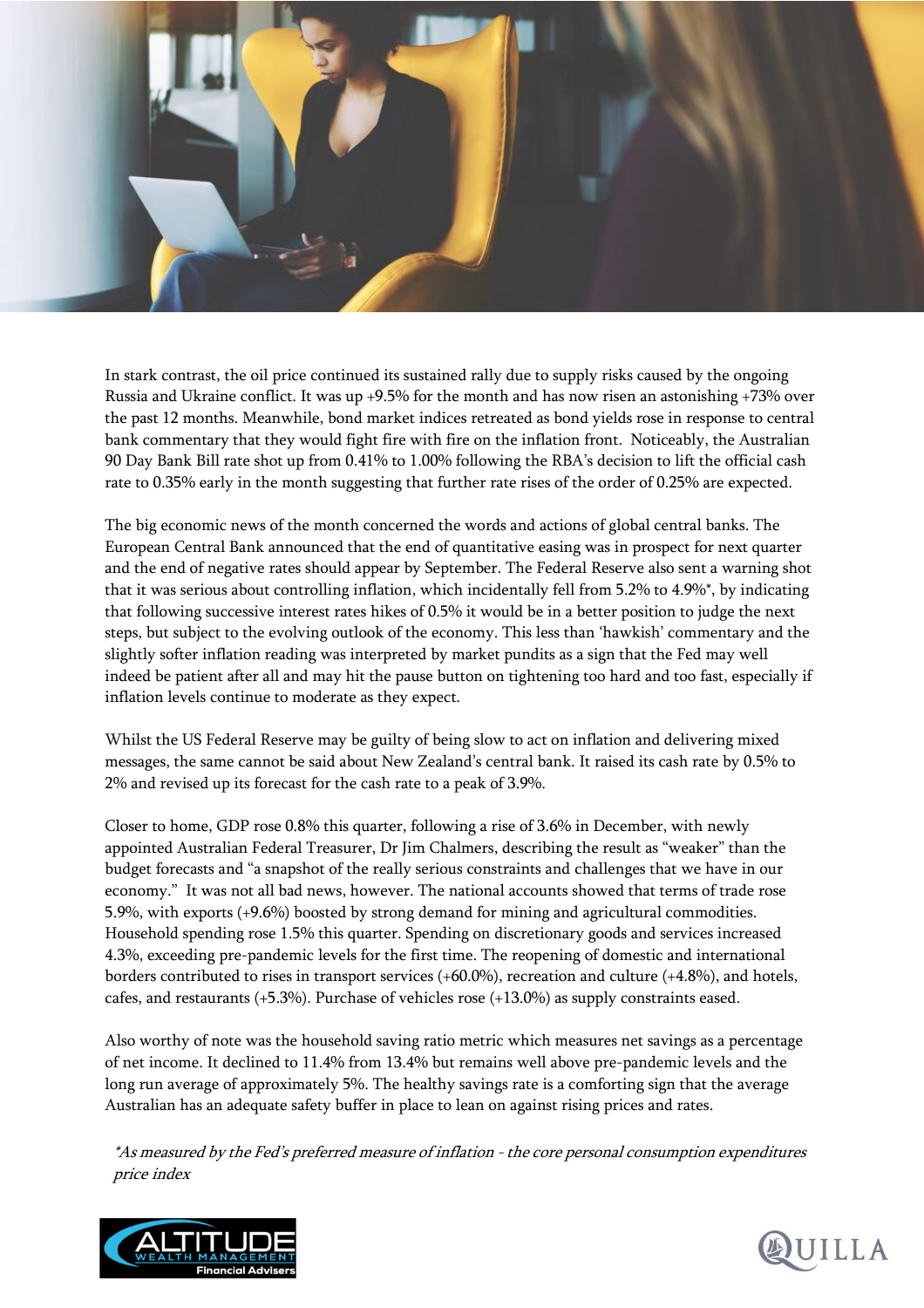In stark contrast, the oil price continued its sustained rally due to supply risks caused by the ongoing Russia and Ukraine conflict. It was up +9.5% for the month and has now risen an astonishing +73% over the past 12 months. Meanwhile, bond market indices retreated as bond yields rose in response to central bank commentary that they would fight fire with fire on the inflation front. Noticeably, the Australian 90 Day Bank Bill rate shot up from 0.41% to 1.00% following the RBA's decision to lift the official cash rate to 0.35% early in the month suggesting that further rate rises of the order of 0.25% are expected.

The big economic news of the month concerned the words and actions of global central banks. The European Central Bank announced that the end of quantitative easing was in prospect for next quarter and the end of negative rates should appear by September. The Federal Reserve also sent a warning shot that it was serious about controlling inflation, which incidentally fell from 5.2% to 4.9%*, by indicating that following successive interest rates hikes of 0.5% it would be in a better position to judge the next steps, but subject to the evolving outlook of the economy. This less than 'hawkish' commentary and the slightly softer inflation reading was interpreted by market pundits as a sign that the Fed may well indeed be patient after all and may hit the pause button on tightening too hard and too fast, especially if inflation levels continue to moderate as they expect.

Whilst the US Federal Reserve may be guilty of being slow to act on inflation and delivering mixed messages, the same cannot be said about New Zealand's central bank. It raised its cash rate by 0.5% to 2% and revised up its forecast for the cash rate to a peak of 3.9%.

Closer to home, GDP rose 0.8% this quarter, following a rise of 3.6% in December, with newly appointed Australian Federal Treasurer, Dr Jim Chalmers, describing the result as "weaker" than the budget forecasts and "a snapshot of the really serious constraints and challenges that we have in our economy." It was not all bad news, however. The national accounts showed that terms of trade rose 5.9%, with exports (+9.6%) boosted by strong demand for mining and agricultural commodities. Household spending rose 1.5% this quarter. Spending on discretionary goods and services increased 4.3%, exceeding pre-pandemic levels for the first time. The reopening of domestic and international borders contributed to rises in transport services (+60.0%), recreation and culture (+4.8%), and hotels, cafes, and restaurants (+5.3%). Purchase of vehicles rose (+13.0%) as supply constraints eased.

Also worthy of note was the household saving ratio metric which measures net savings as a percentage of net income. It declined to 11.4% from 13.4% but remains well above pre-pandemic levels and the long run average of approximately 5%. The healthy savings rate is a comforting sign that the average Australian has an adequate safety buffer in place to lean on against rising prices and rates.

*\*As measured by the Fed's preferred measure of inflation - the core personal consumption expenditures price index*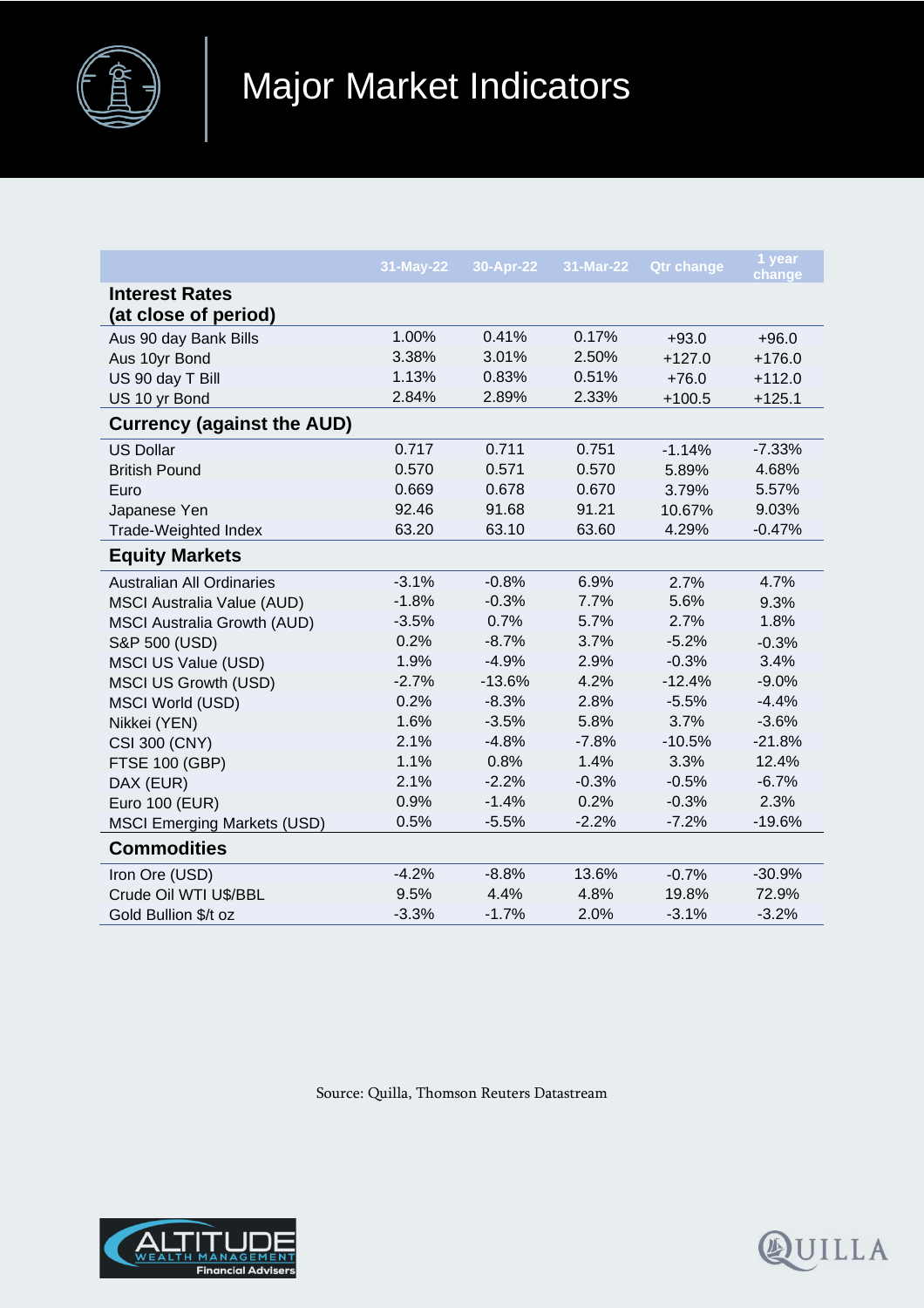# Major Market Indicators

| | 31-May-22 | 30-Apr-22 | 31-Mar-22 | Qtr change | 1 year change |
|---|---|---|---|---|---|
| **Interest Rates (at close of period)** | | | | | |
| Aus 90 day Bank Bills | 1.00% | 0.41% | 0.17% | +93.0 | +96.0 |
| Aus 10yr Bond | 3.38% | 3.01% | 2.50% | +127.0 | +176.0 |
| US 90 day T Bill | 1.13% | 0.83% | 0.51% | +76.0 | +112.0 |
| US 10 yr Bond | 2.84% | 2.89% | 2.33% | +100.5 | +125.1 |
| **Currency (against the AUD)** | | | | | |
| US Dollar | 0.717 | 0.711 | 0.751 | -1.14% | -7.33% |
| British Pound | 0.570 | 0.571 | 0.570 | 5.89% | 4.68% |
| Euro | 0.669 | 0.678 | 0.670 | 3.79% | 5.57% |
| Japanese Yen | 92.46 | 91.68 | 91.21 | 10.67% | 9.03% |
| Trade-Weighted Index | 63.20 | 63.10 | 63.60 | 4.29% | -0.47% |
| **Equity Markets** | | | | | |
| Australian All Ordinaries | -3.1% | -0.8% | 6.9% | 2.7% | 4.7% |
| MSCI Australia Value (AUD) | -1.8% | -0.3% | 7.7% | 5.6% | 9.3% |
| MSCI Australia Growth (AUD) | -3.5% | 0.7% | 5.7% | 2.7% | 1.8% |
| S&P 500 (USD) | 0.2% | -8.7% | 3.7% | -5.2% | -0.3% |
| MSCI US Value (USD) | 1.9% | -4.9% | 2.9% | -0.3% | 3.4% |
| MSCI US Growth (USD) | -2.7% | -13.6% | 4.2% | -12.4% | -9.0% |
| MSCI World (USD) | 0.2% | -8.3% | 2.8% | -5.5% | -4.4% |
| Nikkei (YEN) | 1.6% | -3.5% | 5.8% | 3.7% | -3.6% |
| CSI 300 (CNY) | 2.1% | -4.8% | -7.8% | -10.5% | -21.8% |
| FTSE 100 (GBP) | 1.1% | 0.8% | 1.4% | 3.3% | 12.4% |
| DAX (EUR) | 2.1% | -2.2% | -0.3% | -0.5% | -6.7% |
| Euro 100 (EUR) | 0.9% | -1.4% | 0.2% | -0.3% | 2.3% |
| MSCI Emerging Markets (USD) | 0.5% | -5.5% | -2.2% | -7.2% | -19.6% |
| **Commodities** | | | | | |
| Iron Ore (USD) | -4.2% | -8.8% | 13.6% | -0.7% | -30.9% |
| Crude Oil WTI U$/BBL | 9.5% | 4.4% | 4.8% | 19.8% | 72.9% |
| Gold Bullion $/t oz | -3.3% | -1.7% | 2.0% | -3.1% | -3.2% |

Source: Quilla, Thomson Reuters Datastream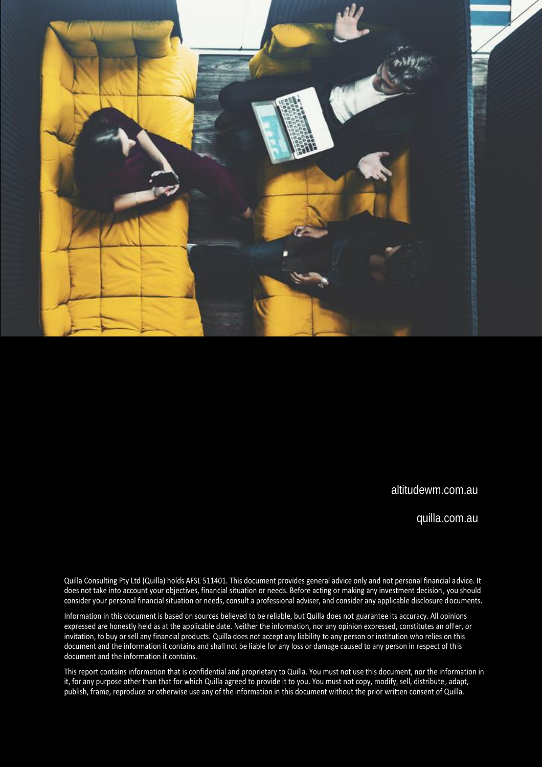altitudewm.com.au

quilla.com.au

Quilla Consulting Pty Ltd (Quilla) holds AFSL 511401. This document provides general advice only and not personal financial advice. It does not take into account your objectives, financial situation or needs. Before acting or making any investment decision, you should consider your personal financial situation or needs, consult a professional adviser, and consider any applicable disclosure documents.

Information in this document is based on sources believed to be reliable, but Quilla does not guarantee its accuracy. All opinions expressed are honestly held as at the applicable date. Neither the information, nor any opinion expressed, constitutes an offer, or invitation, to buy or sell any financial products. Quilla does not accept any liability to any person or institution who relies on this document and the information it contains and shall not be liable for any loss or damage caused to any person in respect of this document and the information it contains.

This report contains information that is confidential and proprietary to Quilla. You must not use this document, nor the information in it, for any purpose other than that for which Quilla agreed to provide it to you. You must not copy, modify, sell, distribute, adapt, publish, frame, reproduce or otherwise use any of the information in this document without the prior written consent of Quilla.